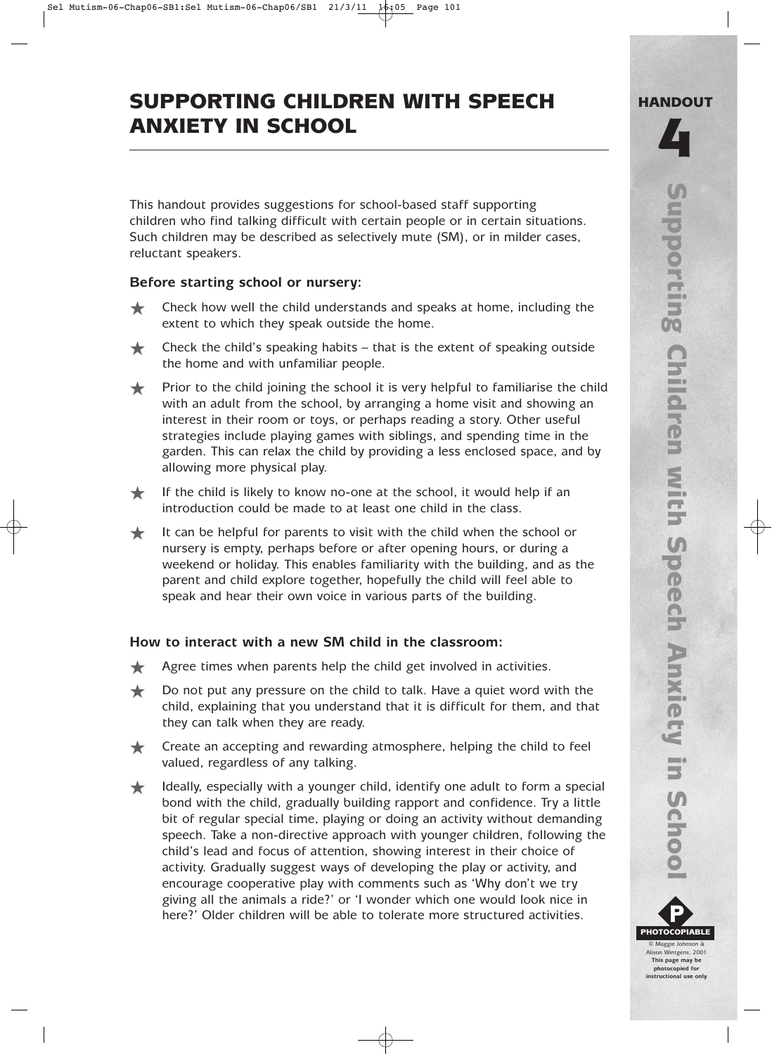# SUPPORTING CHILDREN WITH SPEECH ANXIETY IN SCHOOL

HANDOUT 4

This handout provides suggestions for school-based staff supporting children who find talking difficult with certain people or in certain situations. Such children may be described as selectively mute (SM), or in milder cases, reluctant speakers.

**Before starting school or nursery:**

- Check how well the child understands and speaks at home, including the extent to which they speak outside the home.
- Check the child's speaking habits – that is the extent of speaking outside the home and with unfamiliar people.
- Prior to the child joining the school it is very helpful to familiarise the child with an adult from the school, by arranging a home visit and showing an interest in their room or toys, or perhaps reading a story. Other useful strategies include playing games with siblings, and spending time in the garden. This can relax the child by providing a less enclosed space, and by allowing more physical play.
- If the child is likely to know no-one at the school, it would help if an introduction could be made to at least one child in the class.
- It can be helpful for parents to visit with the child when the school or nursery is empty, perhaps before or after opening hours, or during a weekend or holiday. This enables familiarity with the building, and as the parent and child explore together, hopefully the child will feel able to speak and hear their own voice in various parts of the building.

**How to interact with a new SM child in the classroom:**

- Agree times when parents help the child get involved in activities.
- Do not put any pressure on the child to talk. Have a quiet word with the child, explaining that you understand that it is difficult for them, and that they can talk when they are ready.
- Create an accepting and rewarding atmosphere, helping the child to feel valued, regardless of any talking.
- Ideally, especially with a younger child, identify one adult to form a special bond with the child, gradually building rapport and confidence. Try a little bit of regular special time, playing or doing an activity without demanding speech. Take a non-directive approach with younger children, following the child's lead and focus of attention, showing interest in their choice of activity. Gradually suggest ways of developing the play or activity, and encourage cooperative play with comments such as 'Why don't we try giving all the animals a ride?' or 'I wonder which one would look nice in here?' Older children will be able to tolerate more structured activities.

PHOTOCOPIABLE

© Maggie Johnson & Alison Wintgens, 2001

**This page may be photocopied for instructional use only**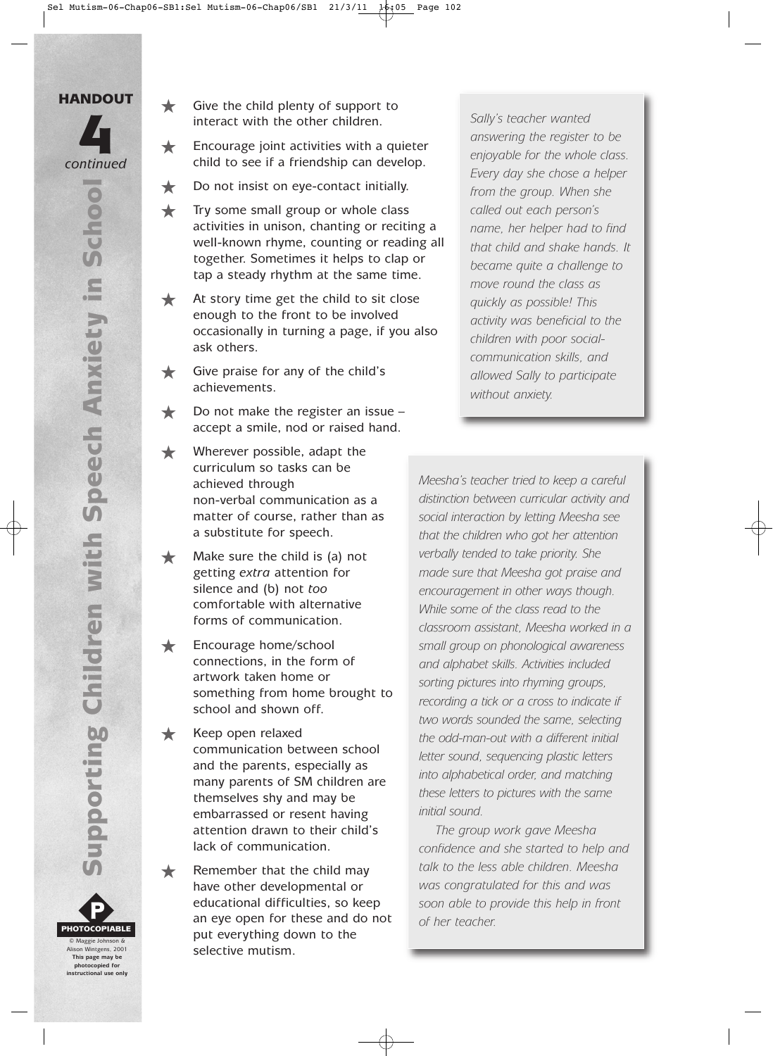## HANDOUT 4 *continued*

- Give the child plenty of support to interact with the other children.
- Encourage joint activities with a quieter child to see if a friendship can develop.
- Do not insist on eye-contact initially.
- Try some small group or whole class activities in unison, chanting or reciting a well-known rhyme, counting or reading all together. Sometimes it helps to clap or tap a steady rhythm at the same time.
- At story time get the child to sit close enough to the front to be involved occasionally in turning a page, if you also ask others.
- Give praise for any of the child's achievements.
- Do not make the register an issue – accept a smile, nod or raised hand.
- Wherever possible, adapt the curriculum so tasks can be achieved through non-verbal communication as a matter of course, rather than as a substitute for speech.
- Make sure the child is (a) not getting *extra* attention for silence and (b) not *too* comfortable with alternative forms of communication.
- Encourage home/school connections, in the form of artwork taken home or something from home brought to school and shown off.
- Keep open relaxed communication between school and the parents, especially as many parents of SM children are themselves shy and may be embarrassed or resent having attention drawn to their child's lack of communication.
- Remember that the child may have other developmental or educational difficulties, so keep an eye open for these and do not put everything down to the selective mutism.

*Sally's teacher wanted answering the register to be enjoyable for the whole class. Every day she chose a helper from the group. When she called out each person's name, her helper had to find that child and shake hands. It became quite a challenge to move round the class as quickly as possible! This activity was beneficial to the children with poor social-communication skills, and allowed Sally to participate without anxiety.*

*Meesha's teacher tried to keep a careful distinction between curricular activity and social interaction by letting Meesha see that the children who got her attention verbally tended to take priority. She made sure that Meesha got praise and encouragement in other ways though. While some of the class read to the classroom assistant, Meesha worked in a small group on phonological awareness and alphabet skills. Activities included sorting pictures into rhyming groups, recording a tick or a cross to indicate if two words sounded the same, selecting the odd-man-out with a different initial letter sound, sequencing plastic letters into alphabetical order, and matching these letters to pictures with the same initial sound.*

*The group work gave Meesha confidence and she started to help and talk to the less able children. Meesha was congratulated for this and was soon able to provide this help in front of her teacher.*

PHOTOCOPIABLE

© Maggie Johnson & Alison Wintgens, 2001
**This page may be photocopied for instructional use only**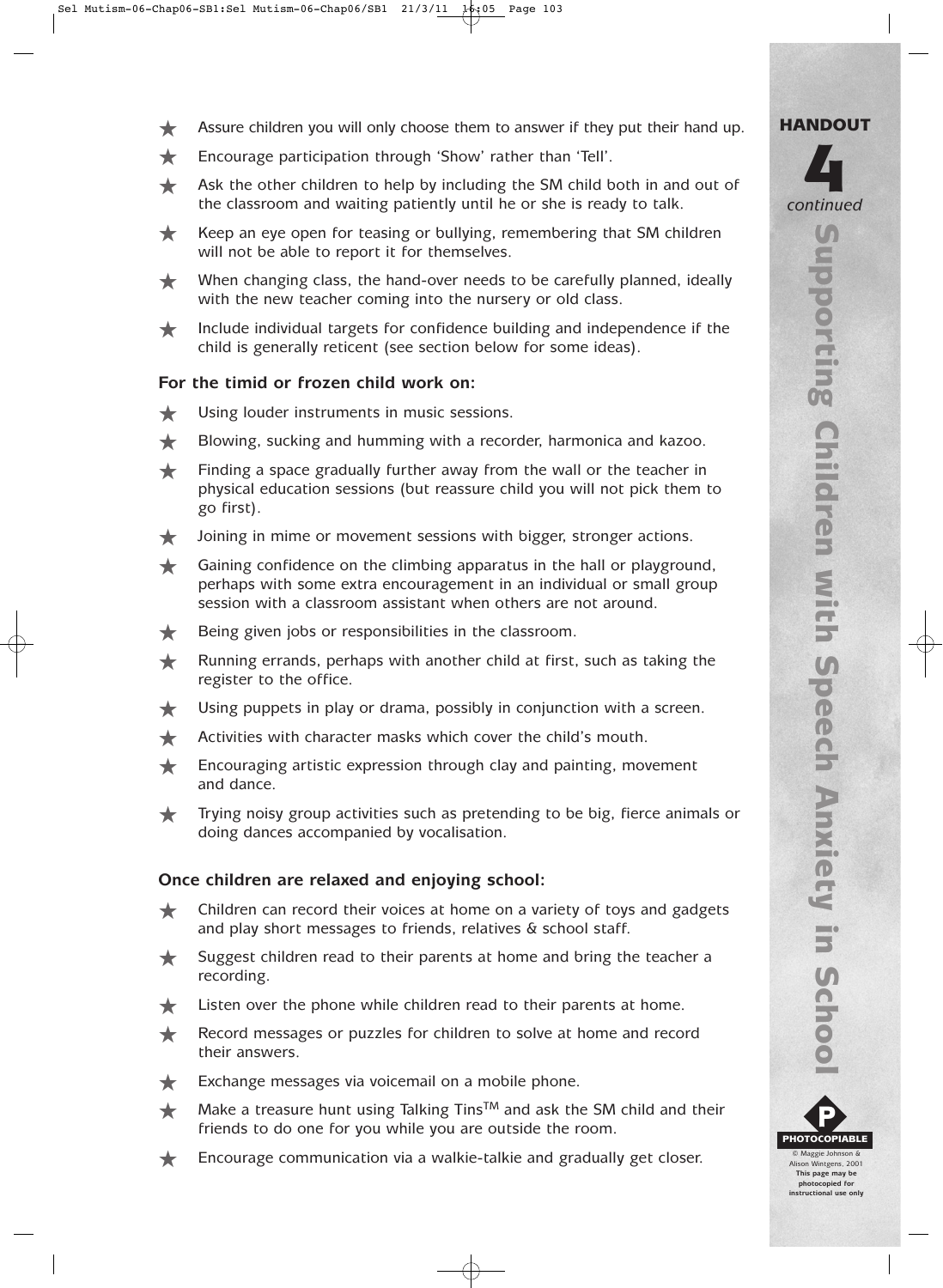- Assure children you will only choose them to answer if they put their hand up.
- Encourage participation through 'Show' rather than 'Tell'.
- Ask the other children to help by including the SM child both in and out of the classroom and waiting patiently until he or she is ready to talk.
- Keep an eye open for teasing or bullying, remembering that SM children will not be able to report it for themselves.
- When changing class, the hand-over needs to be carefully planned, ideally with the new teacher coming into the nursery or old class.
- Include individual targets for confidence building and independence if the child is generally reticent (see section below for some ideas).

**For the timid or frozen child work on:**

- Using louder instruments in music sessions.
- Blowing, sucking and humming with a recorder, harmonica and kazoo.
- Finding a space gradually further away from the wall or the teacher in physical education sessions (but reassure child you will not pick them to go first).
- Joining in mime or movement sessions with bigger, stronger actions.
- Gaining confidence on the climbing apparatus in the hall or playground, perhaps with some extra encouragement in an individual or small group session with a classroom assistant when others are not around.
- Being given jobs or responsibilities in the classroom.
- Running errands, perhaps with another child at first, such as taking the register to the office.
- Using puppets in play or drama, possibly in conjunction with a screen.
- Activities with character masks which cover the child's mouth.
- Encouraging artistic expression through clay and painting, movement and dance.
- Trying noisy group activities such as pretending to be big, fierce animals or doing dances accompanied by vocalisation.

**Once children are relaxed and enjoying school:**

- Children can record their voices at home on a variety of toys and gadgets and play short messages to friends, relatives & school staff.
- Suggest children read to their parents at home and bring the teacher a recording.
- Listen over the phone while children read to their parents at home.
- Record messages or puzzles for children to solve at home and record their answers.
- Exchange messages via voicemail on a mobile phone.
- Make a treasure hunt using Talking Tins™ and ask the SM child and their friends to do one for you while you are outside the room.
- Encourage communication via a walkie-talkie and gradually get closer.

**HANDOUT 4** *continued*

**Supporting Children with Speech Anxiety in School**

PHOTOCOPIABLE
© Maggie Johnson & Alison Wintgens, 2001
**This page may be photocopied for instructional use only**